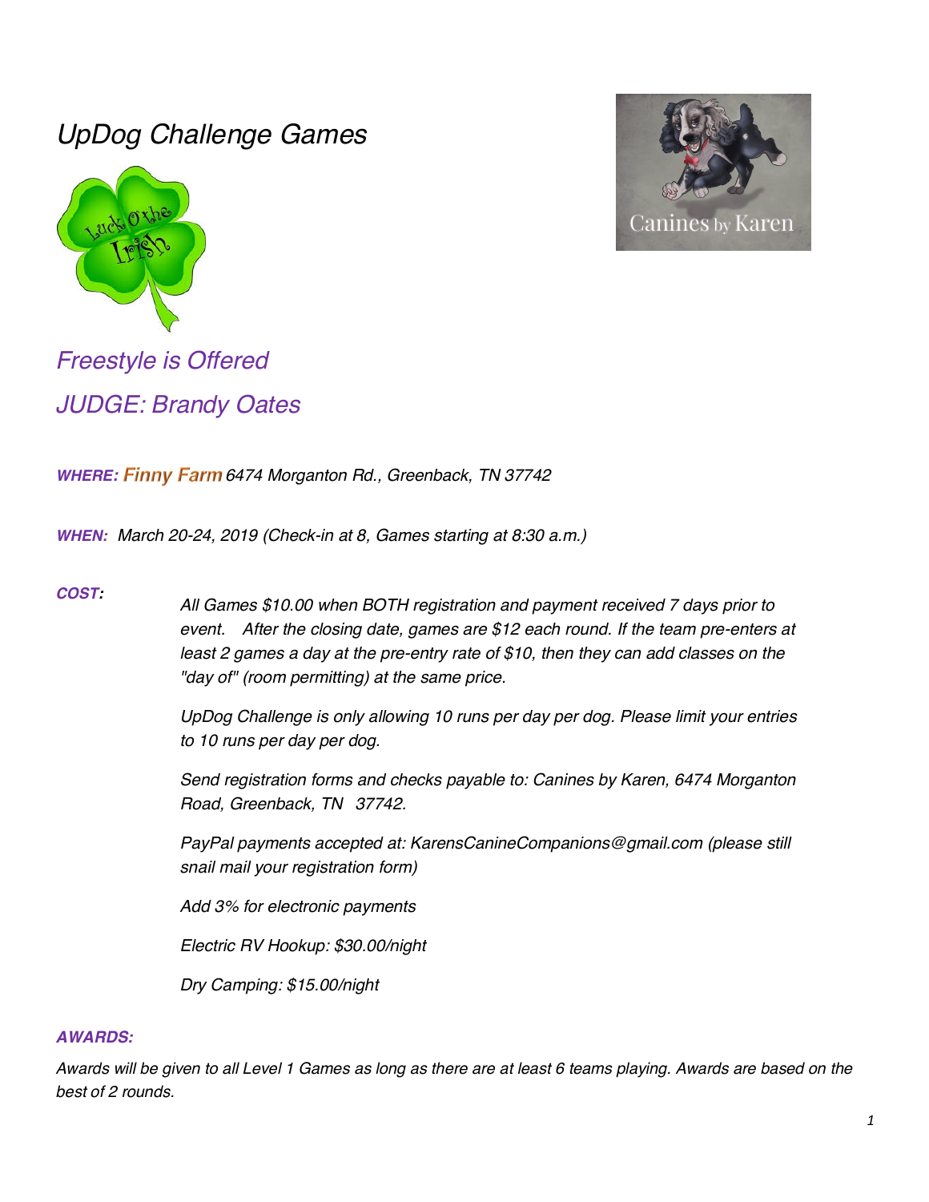# *UpDog Challenge Games*

## *Freestyle is Offered*

## *JUDGE: Brandy Oates*

***WHERE:*** *Finny Farm 6474 Morganton Rd., Greenback, TN 37742*

***WHEN:*** *March 20-24, 2019 (Check-in at 8, Games starting at 8:30 a.m.)*

***COST:***

*All Games $10.00 when BOTH registration and payment received 7 days prior to event. After the closing date, games are $12 each round. If the team pre-enters at least 2 games a day at the pre-entry rate of $10, then they can add classes on the "day of" (room permitting) at the same price.*

*UpDog Challenge is only allowing 10 runs per day per dog. Please limit your entries to 10 runs per day per dog.*

*Send registration forms and checks payable to: Canines by Karen, 6474 Morganton Road, Greenback, TN 37742.*

*PayPal payments accepted at: KarensCanineCompanions@gmail.com (please still snail mail your registration form)*

*Add 3% for electronic payments*

*Electric RV Hookup: $30.00/night*

*Dry Camping: $15.00/night*

***AWARDS:***

*Awards will be given to all Level 1 Games as long as there are at least 6 teams playing. Awards are based on the best of 2 rounds.*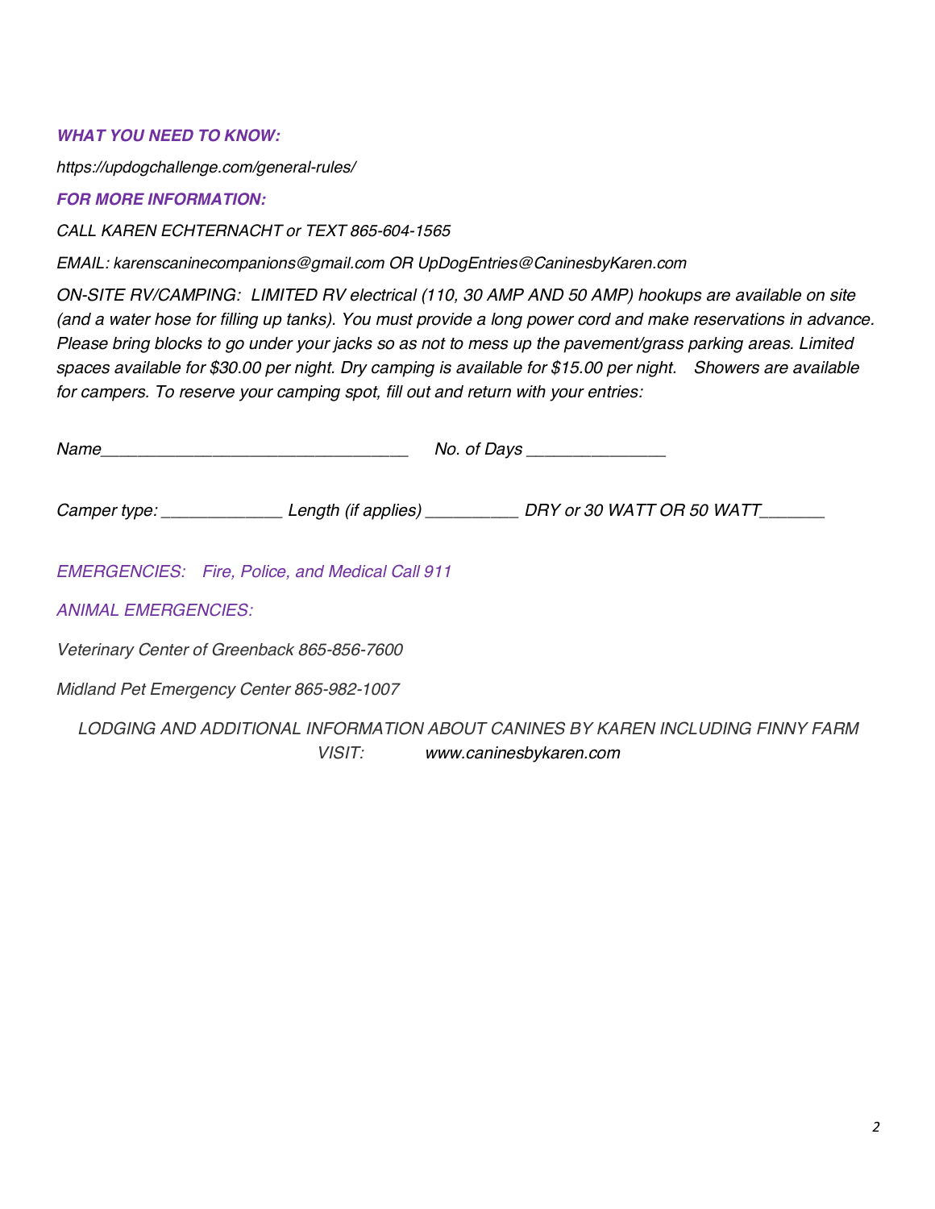***WHAT YOU NEED TO KNOW:***

*https://updogchallenge.com/general-rules/*

***FOR MORE INFORMATION:***

*CALL KAREN ECHTERNACHT or TEXT 865-604-1565*

*EMAIL: karenscaninecompanions@gmail.com OR UpDogEntries@CaninesbyKaren.com*

*ON-SITE RV/CAMPING:  LIMITED RV electrical (110, 30 AMP AND 50 AMP) hookups are available on site (and a water hose for filling up tanks). You must provide a long power cord and make reservations in advance. Please bring blocks to go under your jacks so as not to mess up the pavement/grass parking areas. Limited spaces available for $30.00 per night. Dry camping is available for $15.00 per night.   Showers are available for campers. To reserve your camping spot, fill out and return with your entries:*

*Name__________________________________     No. of Days _______________*

*Camper type: _____________ Length (if applies) __________ DRY or 30 WATT OR 50 WATT_______*

*EMERGENCIES:   Fire, Police, and Medical Call 911*

*ANIMAL EMERGENCIES:*

*Veterinary Center of Greenback 865-856-7600*

*Midland Pet Emergency Center 865-982-1007*

*LODGING AND ADDITIONAL INFORMATION ABOUT CANINES BY KAREN INCLUDING FINNY FARM VISIT:        www.caninesbykaren.com*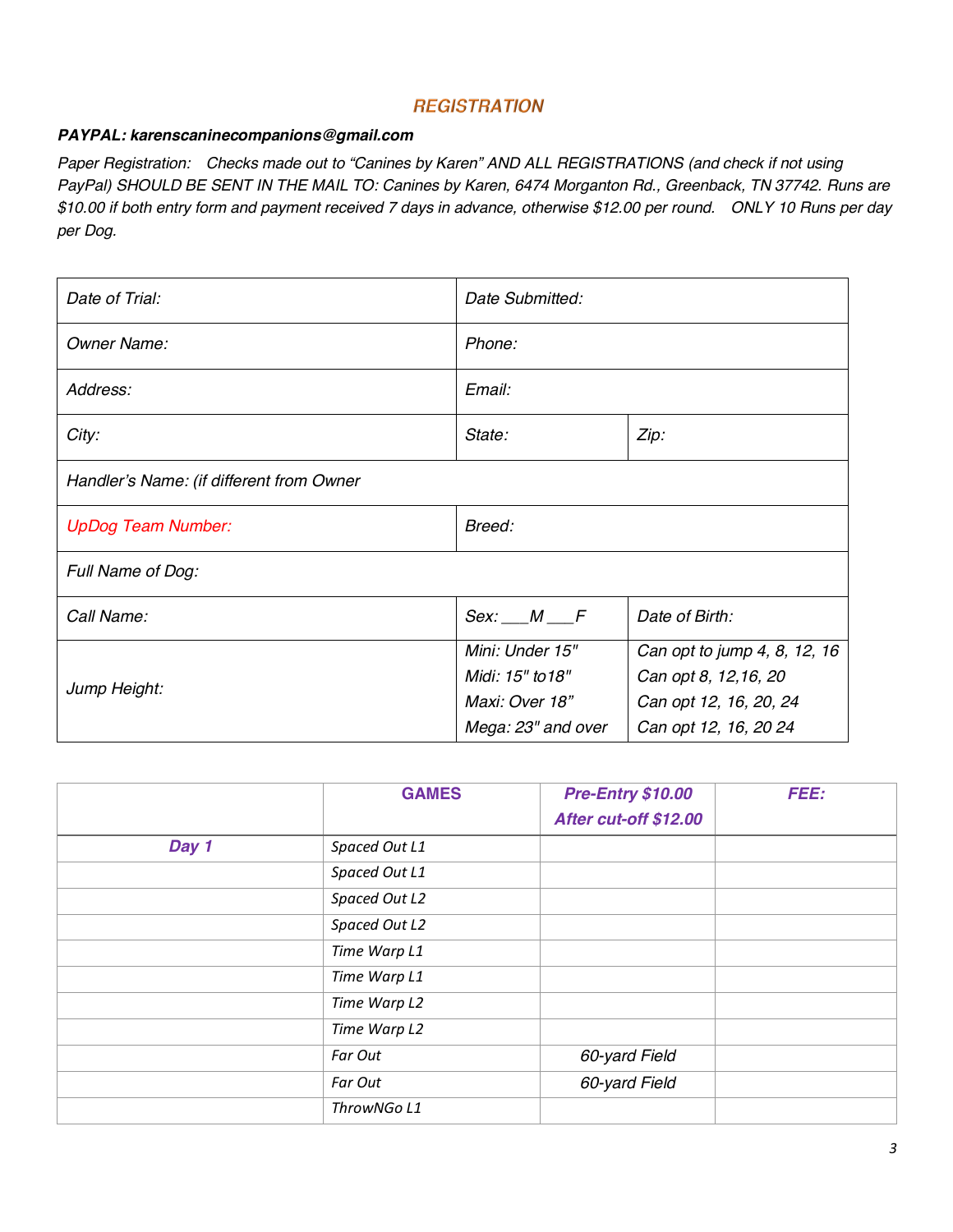## REGISTRATION

***PAYPAL: karenscaninecompanions@gmail.com***

*Paper Registration: Checks made out to "Canines by Karen" AND ALL REGISTRATIONS (and check if not using PayPal) SHOULD BE SENT IN THE MAIL TO: Canines by Karen, 6474 Morganton Rd., Greenback, TN 37742. Runs are $10.00 if both entry form and payment received 7 days in advance, otherwise $12.00 per round. ONLY 10 Runs per day per Dog.*

| | | |
|---|---|---|
| *Date of Trial:* | *Date Submitted:* | |
| *Owner Name:* | *Phone:* | |
| *Address:* | *Email:* | |
| *City:* | *State:* | *Zip:* |
| *Handler's Name: (if different from Owner* | | |
| *UpDog Team Number:* | *Breed:* | |
| *Full Name of Dog:* | | |
| *Call Name:* | *Sex: ___M ___F* | *Date of Birth:* |
| *Jump Height:* | *Mini: Under 15"*<br>*Midi: 15" to18"*<br>*Maxi: Over 18"*<br>*Mega: 23" and over* | *Can opt to jump 4, 8, 12, 16*<br>*Can opt 8, 12,16, 20*<br>*Can opt 12, 16, 20, 24*<br>*Can opt 12, 16, 20 24* |

| | **GAMES** | ***Pre-Entry $10.00 After cut-off $12.00*** | ***FEE:*** |
|---|---|---|---|
| ***Day 1*** | *Spaced Out L1* | | |
| | *Spaced Out L1* | | |
| | *Spaced Out L2* | | |
| | *Spaced Out L2* | | |
| | *Time Warp L1* | | |
| | *Time Warp L1* | | |
| | *Time Warp L2* | | |
| | *Time Warp L2* | | |
| | *Far Out* | *60-yard Field* | |
| | *Far Out* | *60-yard Field* | |
| | *ThrowNGo L1* | | |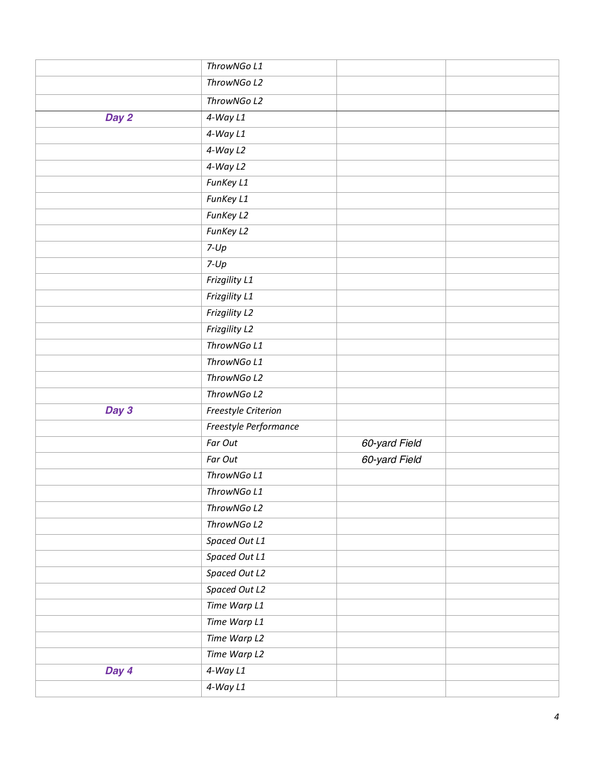| | | | |
|---|---|---|---|
| | *ThrowNGo L1* | | |
| | *ThrowNGo L2* | | |
| | *ThrowNGo L2* | | |
| ***Day 2*** | *4-Way L1* | | |
| | *4-Way L1* | | |
| | *4-Way L2* | | |
| | *4-Way L2* | | |
| | *FunKey L1* | | |
| | *FunKey L1* | | |
| | *FunKey L2* | | |
| | *FunKey L2* | | |
| | *7-Up* | | |
| | *7-Up* | | |
| | *Frizgility L1* | | |
| | *Frizgility L1* | | |
| | *Frizgility L2* | | |
| | *Frizgility L2* | | |
| | *ThrowNGo L1* | | |
| | *ThrowNGo L1* | | |
| | *ThrowNGo L2* | | |
| | *ThrowNGo L2* | | |
| ***Day 3*** | *Freestyle Criterion* | | |
| | *Freestyle Performance* | | |
| | *Far Out* | *60-yard Field* | |
| | *Far Out* | *60-yard Field* | |
| | *ThrowNGo L1* | | |
| | *ThrowNGo L1* | | |
| | *ThrowNGo L2* | | |
| | *ThrowNGo L2* | | |
| | *Spaced Out L1* | | |
| | *Spaced Out L1* | | |
| | *Spaced Out L2* | | |
| | *Spaced Out L2* | | |
| | *Time Warp L1* | | |
| | *Time Warp L1* | | |
| | *Time Warp L2* | | |
| | *Time Warp L2* | | |
| ***Day 4*** | *4-Way L1* | | |
| | *4-Way L1* | | |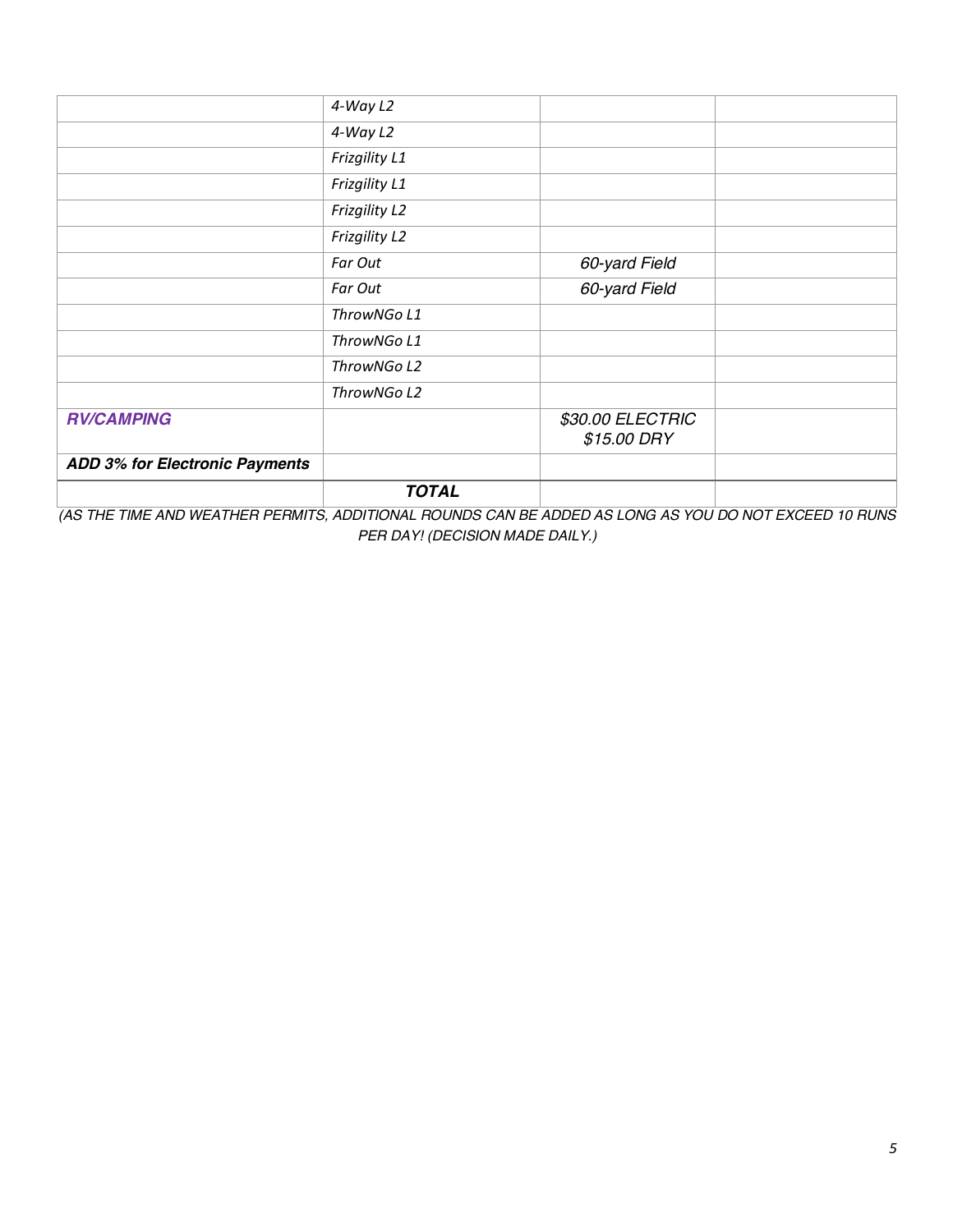| | | | |
|---|---|---|---|
| | *4-Way L2* | | |
| | *4-Way L2* | | |
| | *Frizgility L1* | | |
| | *Frizgility L1* | | |
| | *Frizgility L2* | | |
| | *Frizgility L2* | | |
| | *Far Out* | *60-yard Field* | |
| | *Far Out* | *60-yard Field* | |
| | *ThrowNGo L1* | | |
| | *ThrowNGo L1* | | |
| | *ThrowNGo L2* | | |
| | *ThrowNGo L2* | | |
| ***RV/CAMPING*** | | *$30.00 ELECTRIC $15.00 DRY* | |
| ***ADD 3% for Electronic Payments*** | | | |
| | ***TOTAL*** | | |

*(AS THE TIME AND WEATHER PERMITS, ADDITIONAL ROUNDS CAN BE ADDED AS LONG AS YOU DO NOT EXCEED 10 RUNS PER DAY! (DECISION MADE DAILY.)*